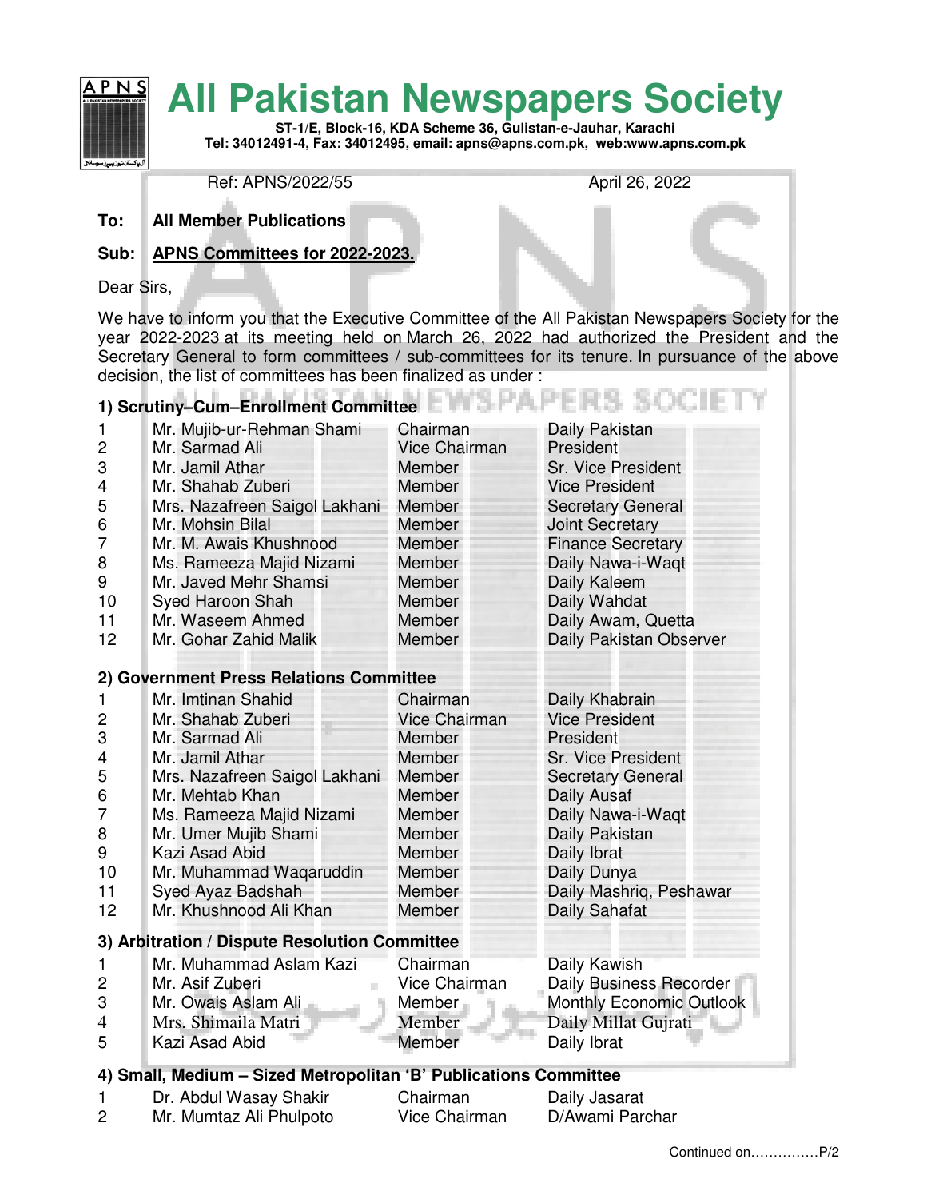# All Pakistan Newspapers Society

**ST-1/E, Block-16, KDA Scheme 36, Gulistan-e-Jauhar, Karachi**
**Tel: 34012491-4, Fax: 34012495, email: apns@apns.com.pk, web:www.apns.com.pk**

Ref: APNS/2022/55 April 26, 2022

**To: All Member Publications**

**Sub: <u>APNS Committees for 2022-2023.</u>**

Dear Sirs,

We have to inform you that the Executive Committee of the All Pakistan Newspapers Society for the year 2022-2023 at its meeting held on March 26, 2022 had authorized the President and the Secretary General to form committees / sub-committees for its tenure. In pursuance of the above decision, the list of committees has been finalized as under :

**1) Scrutiny–Cum–Enrollment Committee**

| | | | |
|---|---|---|---|
| 1 | Mr. Mujib-ur-Rehman Shami | Chairman | Daily Pakistan |
| 2 | Mr. Sarmad Ali | Vice Chairman | President |
| 3 | Mr. Jamil Athar | Member | Sr. Vice President |
| 4 | Mr. Shahab Zuberi | Member | Vice President |
| 5 | Mrs. Nazafreen Saigol Lakhani | Member | Secretary General |
| 6 | Mr. Mohsin Bilal | Member | Joint Secretary |
| 7 | Mr. M. Awais Khushnood | Member | Finance Secretary |
| 8 | Ms. Rameeza Majid Nizami | Member | Daily Nawa-i-Waqt |
| 9 | Mr. Javed Mehr Shamsi | Member | Daily Kaleem |
| 10 | Syed Haroon Shah | Member | Daily Wahdat |
| 11 | Mr. Waseem Ahmed | Member | Daily Awam, Quetta |
| 12 | Mr. Gohar Zahid Malik | Member | Daily Pakistan Observer |

**2) Government Press Relations Committee**

| | | | |
|---|---|---|---|
| 1 | Mr. Imtinan Shahid | Chairman | Daily Khabrain |
| 2 | Mr. Shahab Zuberi | Vice Chairman | Vice President |
| 3 | Mr. Sarmad Ali | Member | President |
| 4 | Mr. Jamil Athar | Member | Sr. Vice President |
| 5 | Mrs. Nazafreen Saigol Lakhani | Member | Secretary General |
| 6 | Mr. Mehtab Khan | Member | Daily Ausaf |
| 7 | Ms. Rameeza Majid Nizami | Member | Daily Nawa-i-Waqt |
| 8 | Mr. Umer Mujib Shami | Member | Daily Pakistan |
| 9 | Kazi Asad Abid | Member | Daily Ibrat |
| 10 | Mr. Muhammad Waqaruddin | Member | Daily Dunya |
| 11 | Syed Ayaz Badshah | Member | Daily Mashriq, Peshawar |
| 12 | Mr. Khushnood Ali Khan | Member | Daily Sahafat |

**3) Arbitration / Dispute Resolution Committee**

| | | | |
|---|---|---|---|
| 1 | Mr. Muhammad Aslam Kazi | Chairman | Daily Kawish |
| 2 | Mr. Asif Zuberi | Vice Chairman | Daily Business Recorder |
| 3 | Mr. Owais Aslam Ali | Member | Monthly Economic Outlook |
| 4 | Mrs. Shimaila Matri | Member | Daily Millat Gujrati |
| 5 | Kazi Asad Abid | Member | Daily Ibrat |

**4) Small, Medium – Sized Metropolitan 'B' Publications Committee**

| | | | |
|---|---|---|---|
| 1 | Dr. Abdul Wasay Shakir | Chairman | Daily Jasarat |
| 2 | Mr. Mumtaz Ali Phulpoto | Vice Chairman | D/Awami Parchar |

Continued on……………P/2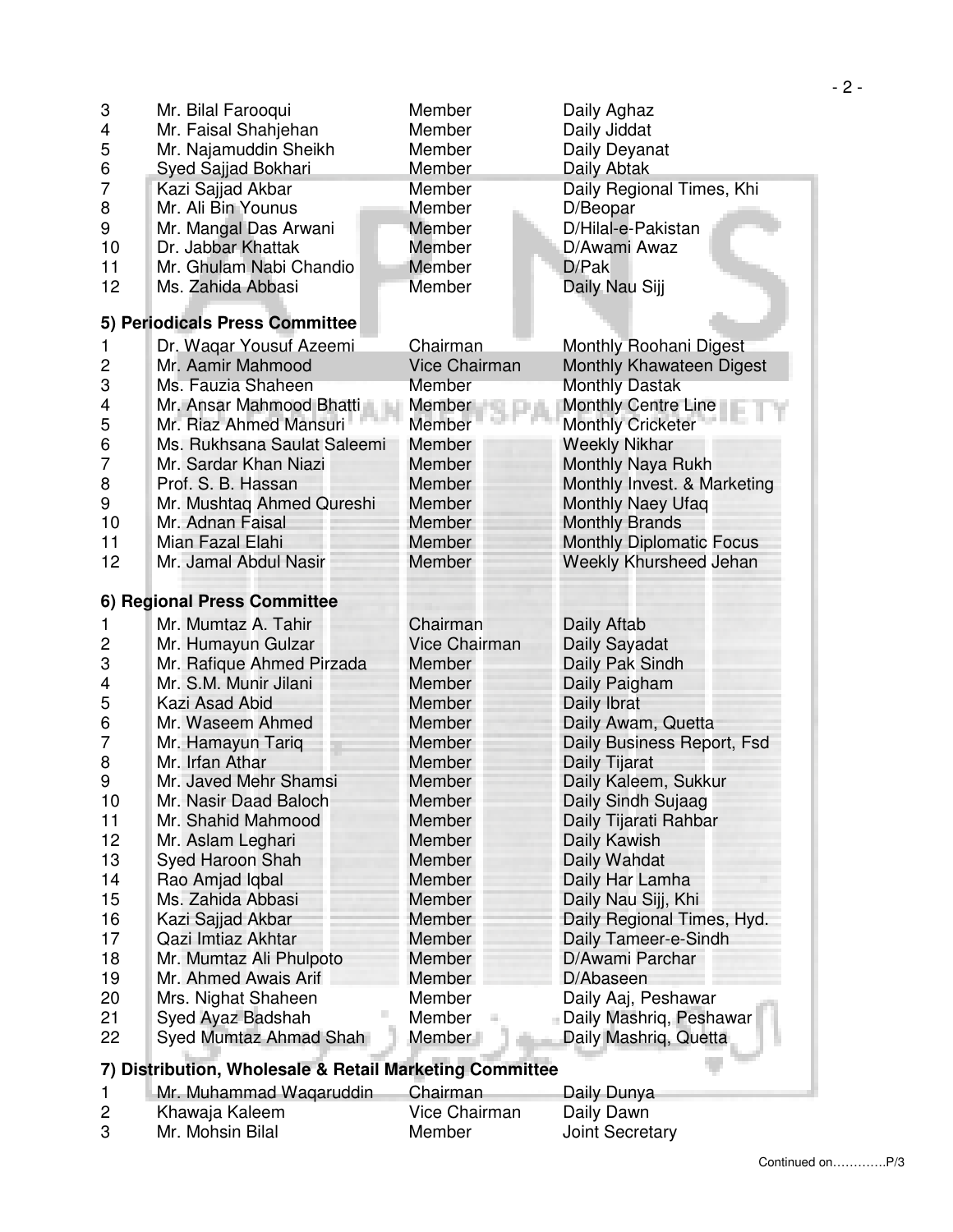| | | | |
|---|---|---|---|
| 3 | Mr. Bilal Farooqui | Member | Daily Aghaz |
| 4 | Mr. Faisal Shahjehan | Member | Daily Jiddat |
| 5 | Mr. Najamuddin Sheikh | Member | Daily Deyanat |
| 6 | Syed Sajjad Bokhari | Member | Daily Abtak |
| 7 | Kazi Sajjad Akbar | Member | Daily Regional Times, Khi |
| 8 | Mr. Ali Bin Younus | Member | D/Beopar |
| 9 | Mr. Mangal Das Arwani | Member | D/Hilal-e-Pakistan |
| 10 | Dr. Jabbar Khattak | Member | D/Awami Awaz |
| 11 | Mr. Ghulam Nabi Chandio | Member | D/Pak |
| 12 | Ms. Zahida Abbasi | Member | Daily Nau Sijj |

**5) Periodicals Press Committee**

| | | | |
|---|---|---|---|
| 1 | Dr. Waqar Yousuf Azeemi | Chairman | Monthly Roohani Digest |
| 2 | Mr. Aamir Mahmood | Vice Chairman | Monthly Khawateen Digest |
| 3 | Ms. Fauzia Shaheen | Member | Monthly Dastak |
| 4 | Mr. Ansar Mahmood Bhatti | Member | Monthly Centre Line |
| 5 | Mr. Riaz Ahmed Mansuri | Member | Monthly Cricketer |
| 6 | Ms. Rukhsana Saulat Saleemi | Member | Weekly Nikhar |
| 7 | Mr. Sardar Khan Niazi | Member | Monthly Naya Rukh |
| 8 | Prof. S. B. Hassan | Member | Monthly Invest. & Marketing |
| 9 | Mr. Mushtaq Ahmed Qureshi | Member | Monthly Naey Ufaq |
| 10 | Mr. Adnan Faisal | Member | Monthly Brands |
| 11 | Mian Fazal Elahi | Member | Monthly Diplomatic Focus |
| 12 | Mr. Jamal Abdul Nasir | Member | Weekly Khursheed Jehan |

**6) Regional Press Committee**

| | | | |
|---|---|---|---|
| 1 | Mr. Mumtaz A. Tahir | Chairman | Daily Aftab |
| 2 | Mr. Humayun Gulzar | Vice Chairman | Daily Sayadat |
| 3 | Mr. Rafique Ahmed Pirzada | Member | Daily Pak Sindh |
| 4 | Mr. S.M. Munir Jilani | Member | Daily Paigham |
| 5 | Kazi Asad Abid | Member | Daily Ibrat |
| 6 | Mr. Waseem Ahmed | Member | Daily Awam, Quetta |
| 7 | Mr. Hamayun Tariq | Member | Daily Business Report, Fsd |
| 8 | Mr. Irfan Athar | Member | Daily Tijarat |
| 9 | Mr. Javed Mehr Shamsi | Member | Daily Kaleem, Sukkur |
| 10 | Mr. Nasir Daad Baloch | Member | Daily Sindh Sujaag |
| 11 | Mr. Shahid Mahmood | Member | Daily Tijarati Rahbar |
| 12 | Mr. Aslam Leghari | Member | Daily Kawish |
| 13 | Syed Haroon Shah | Member | Daily Wahdat |
| 14 | Rao Amjad Iqbal | Member | Daily Har Lamha |
| 15 | Ms. Zahida Abbasi | Member | Daily Nau Sijj, Khi |
| 16 | Kazi Sajjad Akbar | Member | Daily Regional Times, Hyd. |
| 17 | Qazi Imtiaz Akhtar | Member | Daily Tameer-e-Sindh |
| 18 | Mr. Mumtaz Ali Phulpoto | Member | D/Awami Parchar |
| 19 | Mr. Ahmed Awais Arif | Member | D/Abaseen |
| 20 | Mrs. Nighat Shaheen | Member | Daily Aaj, Peshawar |
| 21 | Syed Ayaz Badshah | Member | Daily Mashriq, Peshawar |
| 22 | Syed Mumtaz Ahmad Shah | Member | Daily Mashriq, Quetta |

**7) Distribution, Wholesale & Retail Marketing Committee**

| | | | |
|---|---|---|---|
| 1 | Mr. Muhammad Waqaruddin | Chairman | Daily Dunya |
| 2 | Khawaja Kaleem | Vice Chairman | Daily Dawn |
| 3 | Mr. Mohsin Bilal | Member | Joint Secretary |

Continued on…………P/3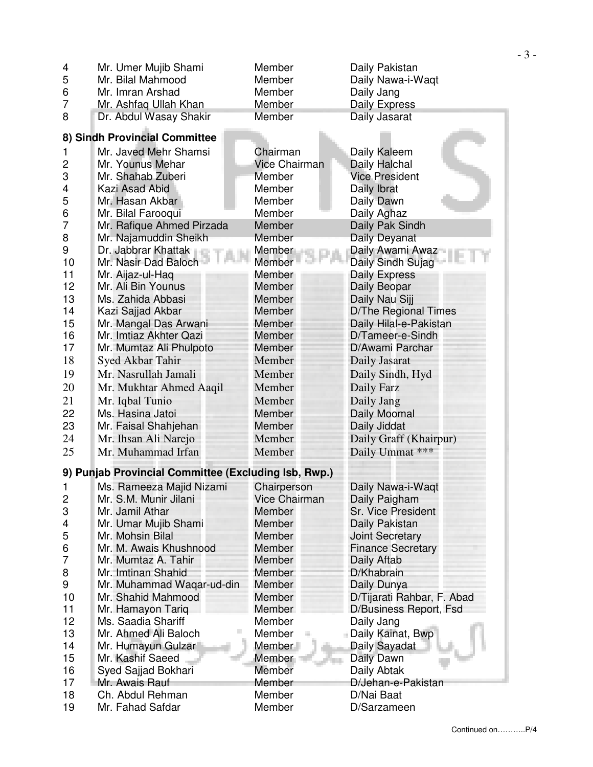| | | | |
|---|---|---|---|
| 4 | Mr. Umer Mujib Shami | Member | Daily Pakistan |
| 5 | Mr. Bilal Mahmood | Member | Daily Nawa-i-Waqt |
| 6 | Mr. Imran Arshad | Member | Daily Jang |
| 7 | Mr. Ashfaq Ullah Khan | Member | Daily Express |
| 8 | Dr. Abdul Wasay Shakir | Member | Daily Jasarat |

**8) Sindh Provincial Committee**

| | | | |
|---|---|---|---|
| 1 | Mr. Javed Mehr Shamsi | Chairman | Daily Kaleem |
| 2 | Mr. Younus Mehar | Vice Chairman | Daily Halchal |
| 3 | Mr. Shahab Zuberi | Member | Vice President |
| 4 | Kazi Asad Abid | Member | Daily Ibrat |
| 5 | Mr. Hasan Akbar | Member | Daily Dawn |
| 6 | Mr. Bilal Farooqui | Member | Daily Aghaz |
| 7 | Mr. Rafique Ahmed Pirzada | Member | Daily Pak Sindh |
| 8 | Mr. Najamuddin Sheikh | Member | Daily Deyanat |
| 9 | Dr. Jabbrar Khattak | Member | Daily Awami Awaz |
| 10 | Mr. Nasir Dad Baloch | Member | Daily Sindh Sujag |
| 11 | Mr. Aijaz-ul-Haq | Member | Daily Express |
| 12 | Mr. Ali Bin Younus | Member | Daily Beopar |
| 13 | Ms. Zahida Abbasi | Member | Daily Nau Sijj |
| 14 | Kazi Sajjad Akbar | Member | D/The Regional Times |
| 15 | Mr. Mangal Das Arwani | Member | Daily Hilal-e-Pakistan |
| 16 | Mr. Imtiaz Akhter Qazi | Member | D/Tameer-e-Sindh |
| 17 | Mr. Mumtaz Ali Phulpoto | Member | D/Awami Parchar |
| 18 | Syed Akbar Tahir | Member | Daily Jasarat |
| 19 | Mr. Nasrullah Jamali | Member | Daily Sindh, Hyd |
| 20 | Mr. Mukhtar Ahmed Aaqil | Member | Daily Farz |
| 21 | Mr. Iqbal Tunio | Member | Daily Jang |
| 22 | Ms. Hasina Jatoi | Member | Daily Moomal |
| 23 | Mr. Faisal Shahjehan | Member | Daily Jiddat |
| 24 | Mr. Ihsan Ali Narejo | Member | Daily Graff (Khairpur) |
| 25 | Mr. Muhammad Irfan | Member | Daily Ummat *** |

**9) Punjab Provincial Committee (Excluding Isb, Rwp.)**

| | | | |
|---|---|---|---|
| 1 | Ms. Rameeza Majid Nizami | Chairperson | Daily Nawa-i-Waqt |
| 2 | Mr. S.M. Munir Jilani | Vice Chairman | Daily Paigham |
| 3 | Mr. Jamil Athar | Member | Sr. Vice President |
| 4 | Mr. Umar Mujib Shami | Member | Daily Pakistan |
| 5 | Mr. Mohsin Bilal | Member | Joint Secretary |
| 6 | Mr. M. Awais Khushnood | Member | Finance Secretary |
| 7 | Mr. Mumtaz A. Tahir | Member | Daily Aftab |
| 8 | Mr. Imtinan Shahid | Member | D/Khabrain |
| 9 | Mr. Muhammad Waqar-ud-din | Member | Daily Dunya |
| 10 | Mr. Shahid Mahmood | Member | D/Tijarati Rahbar, F. Abad |
| 11 | Mr. Hamayon Tariq | Member | D/Business Report, Fsd |
| 12 | Ms. Saadia Shariff | Member | Daily Jang |
| 13 | Mr. Ahmed Ali Baloch | Member | Daily Kainat, Bwp |
| 14 | Mr. Humayun Gulzar | Member | Daily Sayadat |
| 15 | Mr. Kashif Saeed | Member | Daily Dawn |
| 16 | Syed Sajjad Bokhari | Member | Daily Abtak |
| 17 | Mr. Awais Rauf | Member | D/Jehan-e-Pakistan |
| 18 | Ch. Abdul Rehman | Member | D/Nai Baat |
| 19 | Mr. Fahad Safdar | Member | D/Sarzameen |

Continued on………..P/4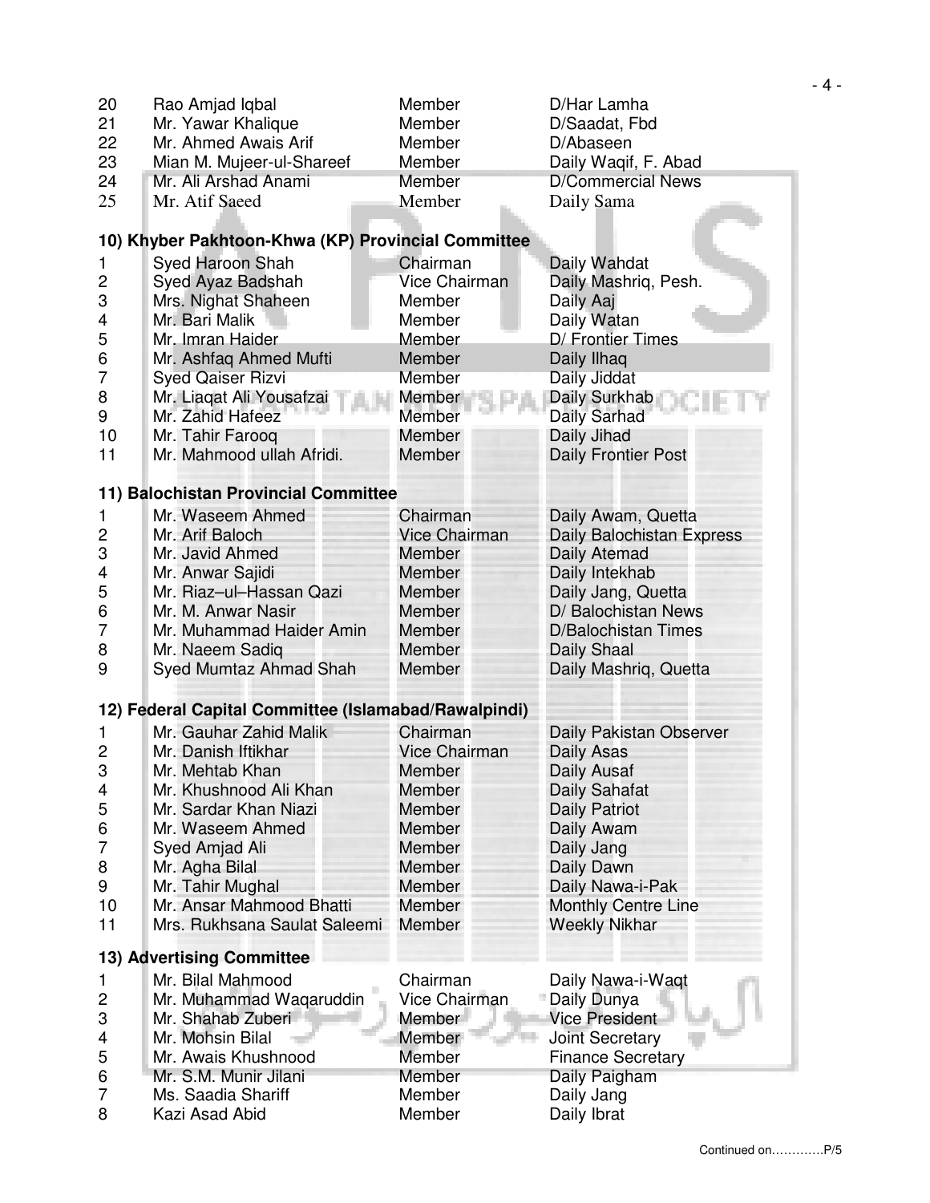| | | | |
|---|---|---|---|
| 20 | Rao Amjad Iqbal | Member | D/Har Lamha |
| 21 | Mr. Yawar Khalique | Member | D/Saadat, Fbd |
| 22 | Mr. Ahmed Awais Arif | Member | D/Abaseen |
| 23 | Mian M. Mujeer-ul-Shareef | Member | Daily Waqif, F. Abad |
| 24 | Mr. Ali Arshad Anami | Member | D/Commercial News |
| 25 | Mr. Atif Saeed | Member | Daily Sama |

**10) Khyber Pakhtoon-Khwa (KP) Provincial Committee**

| | | | |
|---|---|---|---|
| 1 | Syed Haroon Shah | Chairman | Daily Wahdat |
| 2 | Syed Ayaz Badshah | Vice Chairman | Daily Mashriq, Pesh. |
| 3 | Mrs. Nighat Shaheen | Member | Daily Aaj |
| 4 | Mr. Bari Malik | Member | Daily Watan |
| 5 | Mr. Imran Haider | Member | D/ Frontier Times |
| 6 | Mr. Ashfaq Ahmed Mufti | Member | Daily Ilhaq |
| 7 | Syed Qaiser Rizvi | Member | Daily Jiddat |
| 8 | Mr. Liaqat Ali Yousafzai | Member | Daily Surkhab |
| 9 | Mr. Zahid Hafeez | Member | Daily Sarhad |
| 10 | Mr. Tahir Farooq | Member | Daily Jihad |
| 11 | Mr. Mahmood ullah Afridi. | Member | Daily Frontier Post |

**11) Balochistan Provincial Committee**

| | | | |
|---|---|---|---|
| 1 | Mr. Waseem Ahmed | Chairman | Daily Awam, Quetta |
| 2 | Mr. Arif Baloch | Vice Chairman | Daily Balochistan Express |
| 3 | Mr. Javid Ahmed | Member | Daily Atemad |
| 4 | Mr. Anwar Sajidi | Member | Daily Intekhab |
| 5 | Mr. Riaz–ul–Hassan Qazi | Member | Daily Jang, Quetta |
| 6 | Mr. M. Anwar Nasir | Member | D/ Balochistan News |
| 7 | Mr. Muhammad Haider Amin | Member | D/Balochistan Times |
| 8 | Mr. Naeem Sadiq | Member | Daily Shaal |
| 9 | Syed Mumtaz Ahmad Shah | Member | Daily Mashriq, Quetta |

**12) Federal Capital Committee (Islamabad/Rawalpindi)**

| | | | |
|---|---|---|---|
| 1 | Mr. Gauhar Zahid Malik | Chairman | Daily Pakistan Observer |
| 2 | Mr. Danish Iftikhar | Vice Chairman | Daily Asas |
| 3 | Mr. Mehtab Khan | Member | Daily Ausaf |
| 4 | Mr. Khushnood Ali Khan | Member | Daily Sahafat |
| 5 | Mr. Sardar Khan Niazi | Member | Daily Patriot |
| 6 | Mr. Waseem Ahmed | Member | Daily Awam |
| 7 | Syed Amjad Ali | Member | Daily Jang |
| 8 | Mr. Agha Bilal | Member | Daily Dawn |
| 9 | Mr. Tahir Mughal | Member | Daily Nawa-i-Pak |
| 10 | Mr. Ansar Mahmood Bhatti | Member | Monthly Centre Line |
| 11 | Mrs. Rukhsana Saulat Saleemi | Member | Weekly Nikhar |

**13) Advertising Committee**

| | | | |
|---|---|---|---|
| 1 | Mr. Bilal Mahmood | Chairman | Daily Nawa-i-Waqt |
| 2 | Mr. Muhammad Waqaruddin | Vice Chairman | Daily Dunya |
| 3 | Mr. Shahab Zuberi | Member | Vice President |
| 4 | Mr. Mohsin Bilal | Member | Joint Secretary |
| 5 | Mr. Awais Khushnood | Member | Finance Secretary |
| 6 | Mr. S.M. Munir Jilani | Member | Daily Paigham |
| 7 | Ms. Saadia Shariff | Member | Daily Jang |
| 8 | Kazi Asad Abid | Member | Daily Ibrat |

Continued on………….P/5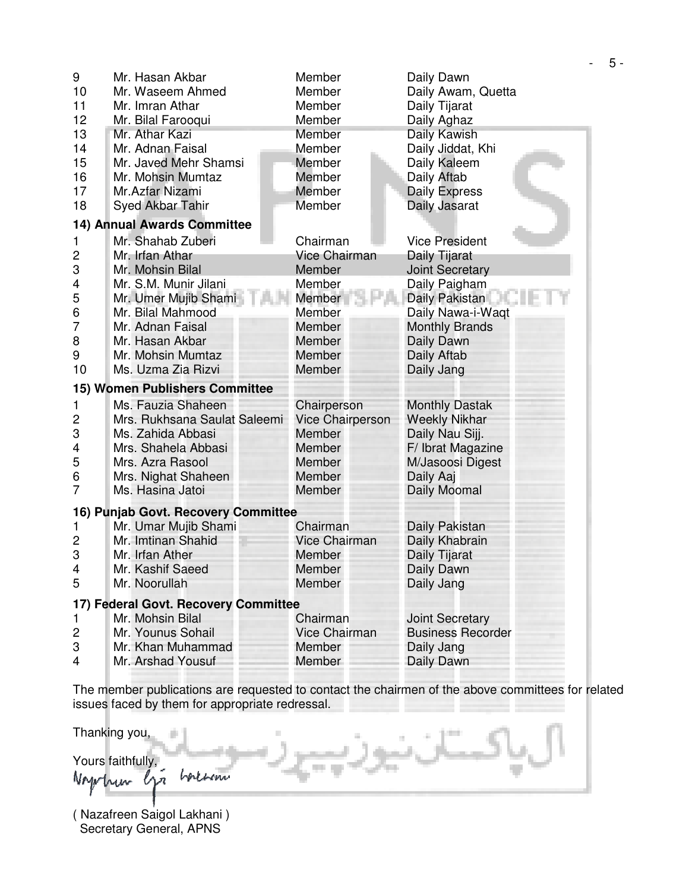| | | | |
|---|---|---|---|
| 9 | Mr. Hasan Akbar | Member | Daily Dawn |
| 10 | Mr. Waseem Ahmed | Member | Daily Awam, Quetta |
| 11 | Mr. Imran Athar | Member | Daily Tijarat |
| 12 | Mr. Bilal Farooqui | Member | Daily Aghaz |
| 13 | Mr. Athar Kazi | Member | Daily Kawish |
| 14 | Mr. Adnan Faisal | Member | Daily Jiddat, Khi |
| 15 | Mr. Javed Mehr Shamsi | Member | Daily Kaleem |
| 16 | Mr. Mohsin Mumtaz | Member | Daily Aftab |
| 17 | Mr.Azfar Nizami | Member | Daily Express |
| 18 | Syed Akbar Tahir | Member | Daily Jasarat |

**14) Annual Awards Committee**

| | | | |
|---|---|---|---|
| 1 | Mr. Shahab Zuberi | Chairman | Vice President |
| 2 | Mr. Irfan Athar | Vice Chairman | Daily Tijarat |
| 3 | Mr. Mohsin Bilal | Member | Joint Secretary |
| 4 | Mr. S.M. Munir Jilani | Member | Daily Paigham |
| 5 | Mr. Umer Mujib Shami | Member | Daily Pakistan |
| 6 | Mr. Bilal Mahmood | Member | Daily Nawa-i-Waqt |
| 7 | Mr. Adnan Faisal | Member | Monthly Brands |
| 8 | Mr. Hasan Akbar | Member | Daily Dawn |
| 9 | Mr. Mohsin Mumtaz | Member | Daily Aftab |
| 10 | Ms. Uzma Zia Rizvi | Member | Daily Jang |

**15) Women Publishers Committee**

| | | | |
|---|---|---|---|
| 1 | Ms. Fauzia Shaheen | Chairperson | Monthly Dastak |
| 2 | Mrs. Rukhsana Saulat Saleemi | Vice Chairperson | Weekly Nikhar |
| 3 | Ms. Zahida Abbasi | Member | Daily Nau Sijj. |
| 4 | Mrs. Shahela Abbasi | Member | F/ Ibrat Magazine |
| 5 | Mrs. Azra Rasool | Member | M/Jasoosi Digest |
| 6 | Mrs. Nighat Shaheen | Member | Daily Aaj |
| 7 | Ms. Hasina Jatoi | Member | Daily Moomal |

**16) Punjab Govt. Recovery Committee**

| | | | |
|---|---|---|---|
| 1 | Mr. Umar Mujib Shami | Chairman | Daily Pakistan |
| 2 | Mr. Imtinan Shahid | Vice Chairman | Daily Khabrain |
| 3 | Mr. Irfan Ather | Member | Daily Tijarat |
| 4 | Mr. Kashif Saeed | Member | Daily Dawn |
| 5 | Mr. Noorullah | Member | Daily Jang |

**17) Federal Govt. Recovery Committee**

| | | | |
|---|---|---|---|
| 1 | Mr. Mohsin Bilal | Chairman | Joint Secretary |
| 2 | Mr. Younus Sohail | Vice Chairman | Business Recorder |
| 3 | Mr. Khan Muhammad | Member | Daily Jang |
| 4 | Mr. Arshad Yousuf | Member | Daily Dawn |

The member publications are requested to contact the chairmen of the above committees for related issues faced by them for appropriate redressal.

Thanking you,

Yours faithfully,

( Nazafreen Saigol Lakhani )
Secretary General, APNS